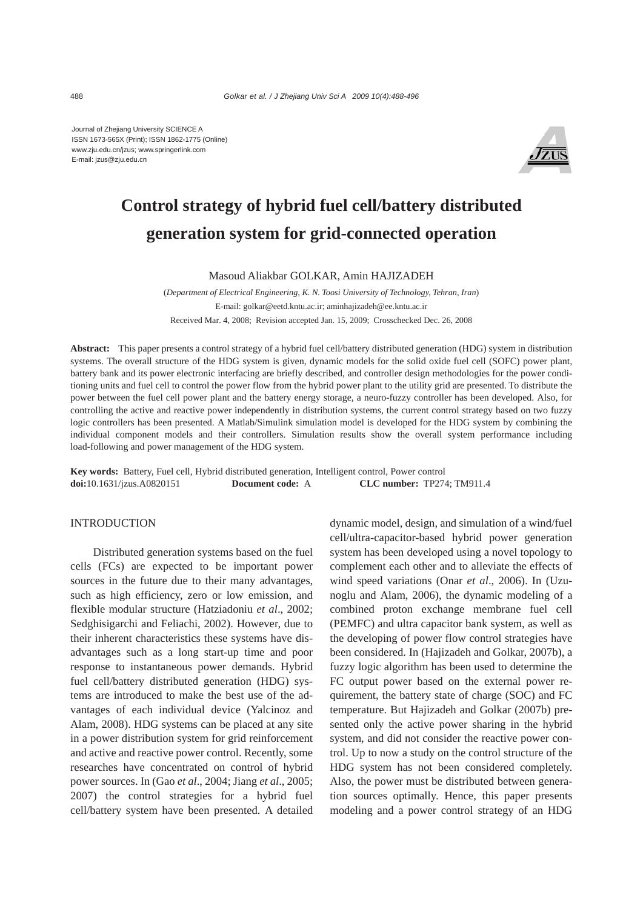Journal of Zhejiang University SCIENCE A
ISSN 1673-565X (Print); ISSN 1862-1775 (Online)
www.zju.edu.cn/jzus; www.springerlink.com
E-mail: jzus@zju.edu.cn

# Control strategy of hybrid fuel cell/battery distributed generation system for grid-connected operation

Masoud Aliakbar GOLKAR, Amin HAJIZADEH

(*Department of Electrical Engineering, K. N. Toosi University of Technology, Tehran, Iran*)

E-mail: golkar@eetd.kntu.ac.ir; aminhajizadeh@ee.kntu.ac.ir

Received Mar. 4, 2008; Revision accepted Jan. 15, 2009; Crosschecked Dec. 26, 2008

**Abstract:** This paper presents a control strategy of a hybrid fuel cell/battery distributed generation (HDG) system in distribution systems. The overall structure of the HDG system is given, dynamic models for the solid oxide fuel cell (SOFC) power plant, battery bank and its power electronic interfacing are briefly described, and controller design methodologies for the power conditioning units and fuel cell to control the power flow from the hybrid power plant to the utility grid are presented. To distribute the power between the fuel cell power plant and the battery energy storage, a neuro-fuzzy controller has been developed. Also, for controlling the active and reactive power independently in distribution systems, the current control strategy based on two fuzzy logic controllers has been presented. A Matlab/Simulink simulation model is developed for the HDG system by combining the individual component models and their controllers. Simulation results show the overall system performance including load-following and power management of the HDG system.

**Key words:** Battery, Fuel cell, Hybrid distributed generation, Intelligent control, Power control
**doi:**10.1631/jzus.A0820151 **Document code:** A **CLC number:** TP274; TM911.4

## INTRODUCTION

Distributed generation systems based on the fuel cells (FCs) are expected to be important power sources in the future due to their many advantages, such as high efficiency, zero or low emission, and flexible modular structure (Hatziadoniu *et al*., 2002; Sedghisigarchi and Feliachi, 2002). However, due to their inherent characteristics these systems have disadvantages such as a long start-up time and poor response to instantaneous power demands. Hybrid fuel cell/battery distributed generation (HDG) systems are introduced to make the best use of the advantages of each individual device (Yalcinoz and Alam, 2008). HDG systems can be placed at any site in a power distribution system for grid reinforcement and active and reactive power control. Recently, some researches have concentrated on control of hybrid power sources. In (Gao *et al*., 2004; Jiang *et al*., 2005; 2007) the control strategies for a hybrid fuel cell/battery system have been presented. A detailed dynamic model, design, and simulation of a wind/fuel cell/ultra-capacitor-based hybrid power generation system has been developed using a novel topology to complement each other and to alleviate the effects of wind speed variations (Onar *et al*., 2006). In (Uzunoglu and Alam, 2006), the dynamic modeling of a combined proton exchange membrane fuel cell (PEMFC) and ultra capacitor bank system, as well as the developing of power flow control strategies have been considered. In (Hajizadeh and Golkar, 2007b), a fuzzy logic algorithm has been used to determine the FC output power based on the external power requirement, the battery state of charge (SOC) and FC temperature. But Hajizadeh and Golkar (2007b) presented only the active power sharing in the hybrid system, and did not consider the reactive power control. Up to now a study on the control structure of the HDG system has not been considered completely. Also, the power must be distributed between generation sources optimally. Hence, this paper presents modeling and a power control strategy of an HDG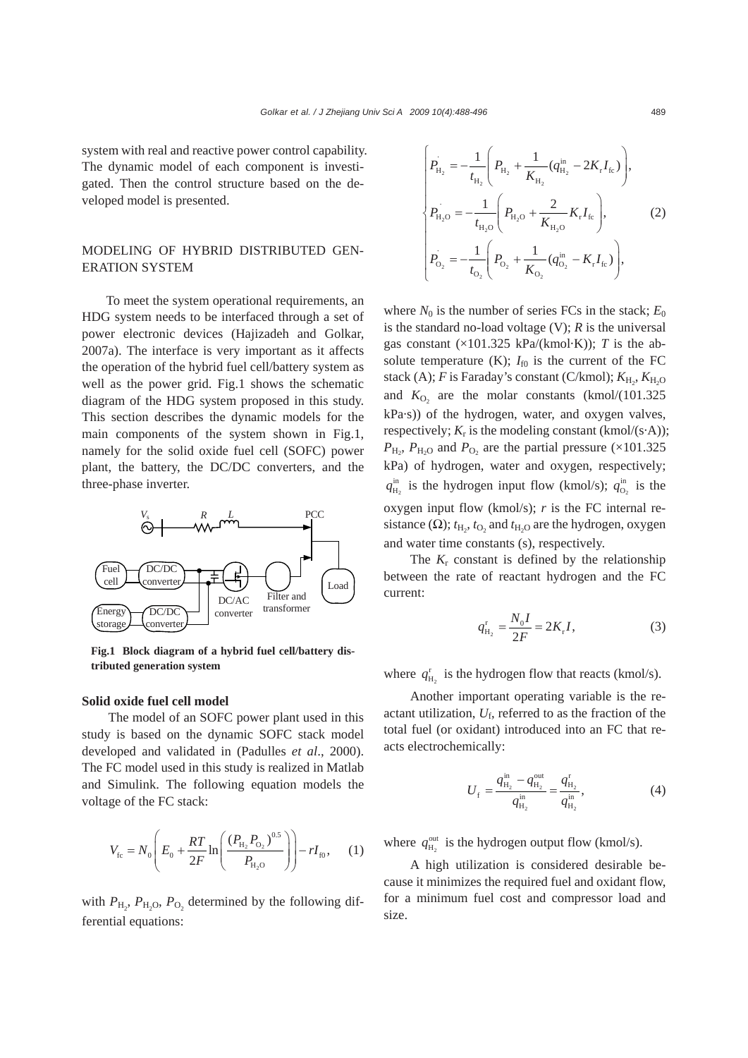system with real and reactive power control capability. The dynamic model of each component is investigated. Then the control structure based on the developed model is presented.

## MODELING OF HYBRID DISTRIBUTED GENERATION SYSTEM

To meet the system operational requirements, an HDG system needs to be interfaced through a set of power electronic devices (Hajizadeh and Golkar, 2007a). The interface is very important as it affects the operation of the hybrid fuel cell/battery system as well as the power grid. Fig.1 shows the schematic diagram of the HDG system proposed in this study. This section describes the dynamic models for the main components of the system shown in Fig.1, namely for the solid oxide fuel cell (SOFC) power plant, the battery, the DC/DC converters, and the three-phase inverter.

**Fig.1 Block diagram of a hybrid fuel cell/battery distributed generation system**

### Solid oxide fuel cell model

The model of an SOFC power plant used in this study is based on the dynamic SOFC stack model developed and validated in (Padulles *et al*., 2000). The FC model used in this study is realized in Matlab and Simulink. The following equation models the voltage of the FC stack:

$$V_{\text{fc}} = N_0\left(E_0 + \frac{RT}{2F}\ln\left(\frac{(P_{\text{H}_2}P_{\text{O}_2})^{0.5}}{P_{\text{H}_2\text{O}}}\right)\right) - rI_{\text{f0}}, \quad (1)$$

with $P_{\text{H}_2}$, $P_{\text{H}_2\text{O}}$, $P_{\text{O}_2}$ determined by the following differential equations:

$$\begin{cases} \dot{P}_{\text{H}_2} = -\dfrac{1}{t_{\text{H}_2}}\left(P_{\text{H}_2} + \dfrac{1}{K_{\text{H}_2}}(q_{\text{H}_2}^{\text{in}} - 2K_{\text{r}}I_{\text{fc}})\right), \\ \dot{P}_{\text{H}_2\text{O}} = -\dfrac{1}{t_{\text{H}_2\text{O}}}\left(P_{\text{H}_2\text{O}} + \dfrac{2}{K_{\text{H}_2\text{O}}}K_{\text{r}}I_{\text{fc}}\right), \\ \dot{P}_{\text{O}_2} = -\dfrac{1}{t_{\text{O}_2}}\left(P_{\text{O}_2} + \dfrac{1}{K_{\text{O}_2}}(q_{\text{O}_2}^{\text{in}} - K_{\text{r}}I_{\text{fc}})\right), \end{cases} \quad (2)$$

where $N_0$ is the number of series FCs in the stack; $E_0$ is the standard no-load voltage (V); $R$ is the universal gas constant (×101.325 kPa/(kmol·K)); $T$ is the absolute temperature (K); $I_{\text{f0}}$ is the current of the FC stack (A); $F$ is Faraday's constant (C/kmol); $K_{\text{H}_2}$, $K_{\text{H}_2\text{O}}$ and $K_{\text{O}_2}$ are the molar constants (kmol/(101.325 kPa·s)) of the hydrogen, water, and oxygen valves, respectively; $K_{\text{r}}$ is the modeling constant (kmol/(s·A)); $P_{\text{H}_2}$, $P_{\text{H}_2\text{O}}$ and $P_{\text{O}_2}$ are the partial pressure (×101.325 kPa) of hydrogen, water and oxygen, respectively; $q_{\text{H}_2}^{\text{in}}$ is the hydrogen input flow (kmol/s); $q_{\text{O}_2}^{\text{in}}$ is the oxygen input flow (kmol/s); $r$ is the FC internal resistance (Ω); $t_{\text{H}_2}$, $t_{\text{O}_2}$ and $t_{\text{H}_2\text{O}}$ are the hydrogen, oxygen and water time constants (s), respectively.

The $K_{\text{r}}$ constant is defined by the relationship between the rate of reactant hydrogen and the FC current:

$$q_{\text{H}_2}^{\text{r}} = \frac{N_0 I}{2F} = 2K_{\text{r}}I, \quad (3)$$

where $q_{\text{H}_2}^{\text{r}}$ is the hydrogen flow that reacts (kmol/s).

Another important operating variable is the reactant utilization, $U_{\text{f}}$, referred to as the fraction of the total fuel (or oxidant) introduced into an FC that reacts electrochemically:

$$U_{\text{f}} = \frac{q_{\text{H}_2}^{\text{in}} - q_{\text{H}_2}^{\text{out}}}{q_{\text{H}_2}^{\text{in}}} = \frac{q_{\text{H}_2}^{\text{r}}}{q_{\text{H}_2}^{\text{in}}}, \quad (4)$$

where $q_{\text{H}_2}^{\text{out}}$ is the hydrogen output flow (kmol/s).

A high utilization is considered desirable because it minimizes the required fuel and oxidant flow, for a minimum fuel cost and compressor load and size.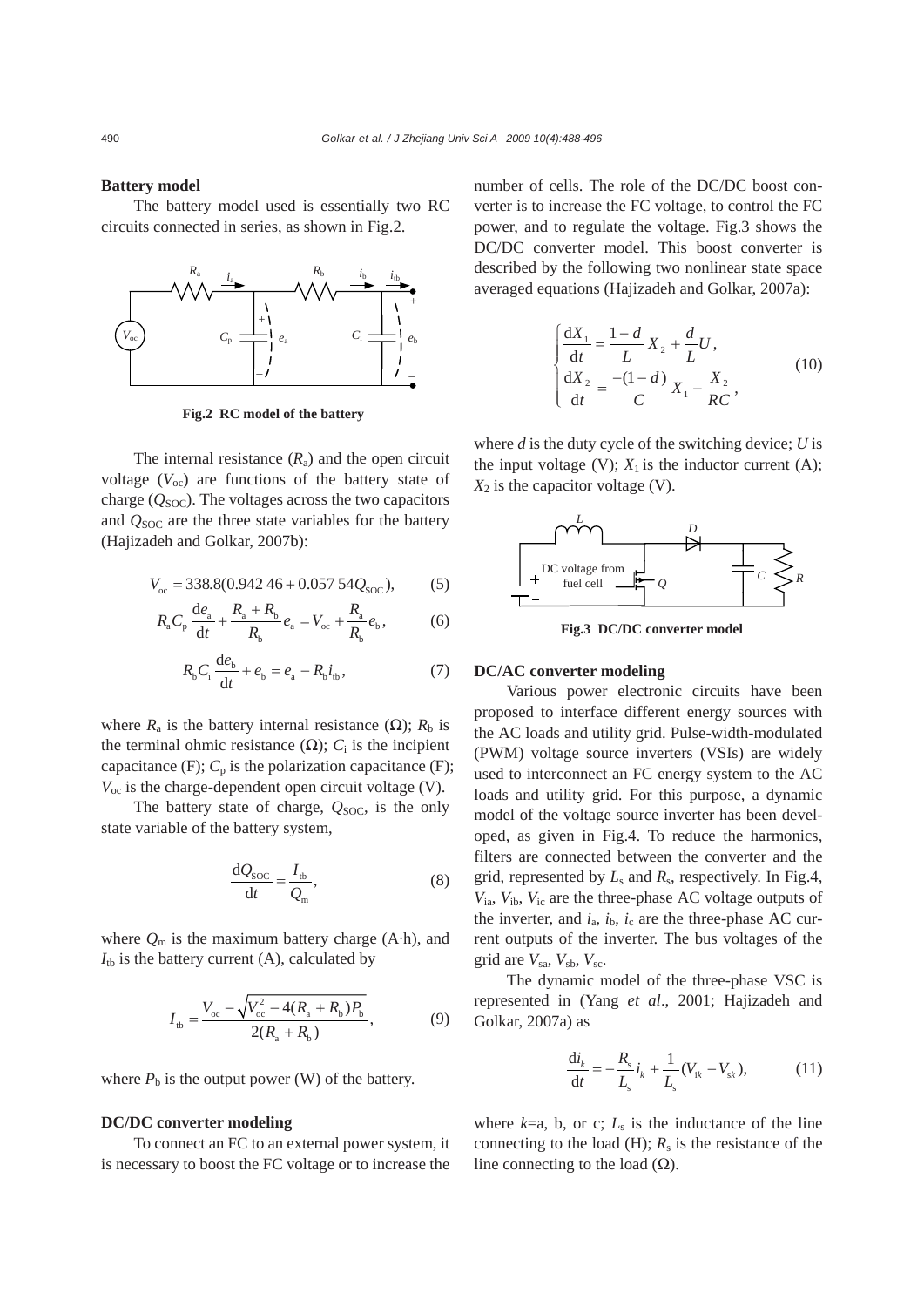**Battery model**

The battery model used is essentially two RC circuits connected in series, as shown in Fig.2.

**Fig.2 RC model of the battery**

The internal resistance ($R_a$) and the open circuit voltage ($V_{oc}$) are functions of the battery state of charge ($Q_{SOC}$). The voltages across the two capacitors and $Q_{SOC}$ are the three state variables for the battery (Hajizadeh and Golkar, 2007b):

$$V_{oc} = 338.8(0.942\,46 + 0.057\,54Q_{SOC}), \tag{5}$$

$$R_a C_p \frac{de_a}{dt} + \frac{R_a + R_b}{R_b} e_a = V_{oc} + \frac{R_a}{R_b} e_b, \tag{6}$$

$$R_b C_i \frac{de_b}{dt} + e_b = e_a - R_b i_{tb}, \tag{7}$$

where $R_a$ is the battery internal resistance (Ω); $R_b$ is the terminal ohmic resistance (Ω); $C_i$ is the incipient capacitance (F); $C_p$ is the polarization capacitance (F); $V_{oc}$ is the charge-dependent open circuit voltage (V).

The battery state of charge, $Q_{SOC}$, is the only state variable of the battery system,

$$\frac{dQ_{SOC}}{dt} = \frac{I_{tb}}{Q_m}, \tag{8}$$

where $Q_m$ is the maximum battery charge (A·h), and $I_{tb}$ is the battery current (A), calculated by

$$I_{tb} = \frac{V_{oc} - \sqrt{V_{oc}^2 - 4(R_a + R_b)P_b}}{2(R_a + R_b)}, \tag{9}$$

where $P_b$ is the output power (W) of the battery.

**DC/DC converter modeling**

To connect an FC to an external power system, it is necessary to boost the FC voltage or to increase the number of cells. The role of the DC/DC boost converter is to increase the FC voltage, to control the FC power, and to regulate the voltage. Fig.3 shows the DC/DC converter model. This boost converter is described by the following two nonlinear state space averaged equations (Hajizadeh and Golkar, 2007a):

$$\begin{cases} \dfrac{dX_1}{dt} = \dfrac{1-d}{L} X_2 + \dfrac{d}{L} U, \\ \dfrac{dX_2}{dt} = \dfrac{-(1-d)}{C} X_1 - \dfrac{X_2}{RC}, \end{cases} \tag{10}$$

where $d$ is the duty cycle of the switching device; $U$ is the input voltage (V); $X_1$ is the inductor current (A); $X_2$ is the capacitor voltage (V).

**Fig.3 DC/DC converter model**

**DC/AC converter modeling**

Various power electronic circuits have been proposed to interface different energy sources with the AC loads and utility grid. Pulse-width-modulated (PWM) voltage source inverters (VSIs) are widely used to interconnect an FC energy system to the AC loads and utility grid. For this purpose, a dynamic model of the voltage source inverter has been developed, as given in Fig.4. To reduce the harmonics, filters are connected between the converter and the grid, represented by $L_s$ and $R_s$, respectively. In Fig.4, $V_{ia}$, $V_{ib}$, $V_{ic}$ are the three-phase AC voltage outputs of the inverter, and $i_a$, $i_b$, $i_c$ are the three-phase AC current outputs of the inverter. The bus voltages of the grid are $V_{sa}$, $V_{sb}$, $V_{sc}$.

The dynamic model of the three-phase VSC is represented in (Yang *et al*., 2001; Hajizadeh and Golkar, 2007a) as

$$\frac{di_k}{dt} = -\frac{R_s}{L_s} i_k + \frac{1}{L_s}(V_{ik} - V_{sk}), \tag{11}$$

where $k$=a, b, or c; $L_s$ is the inductance of the line connecting to the load (H); $R_s$ is the resistance of the line connecting to the load (Ω).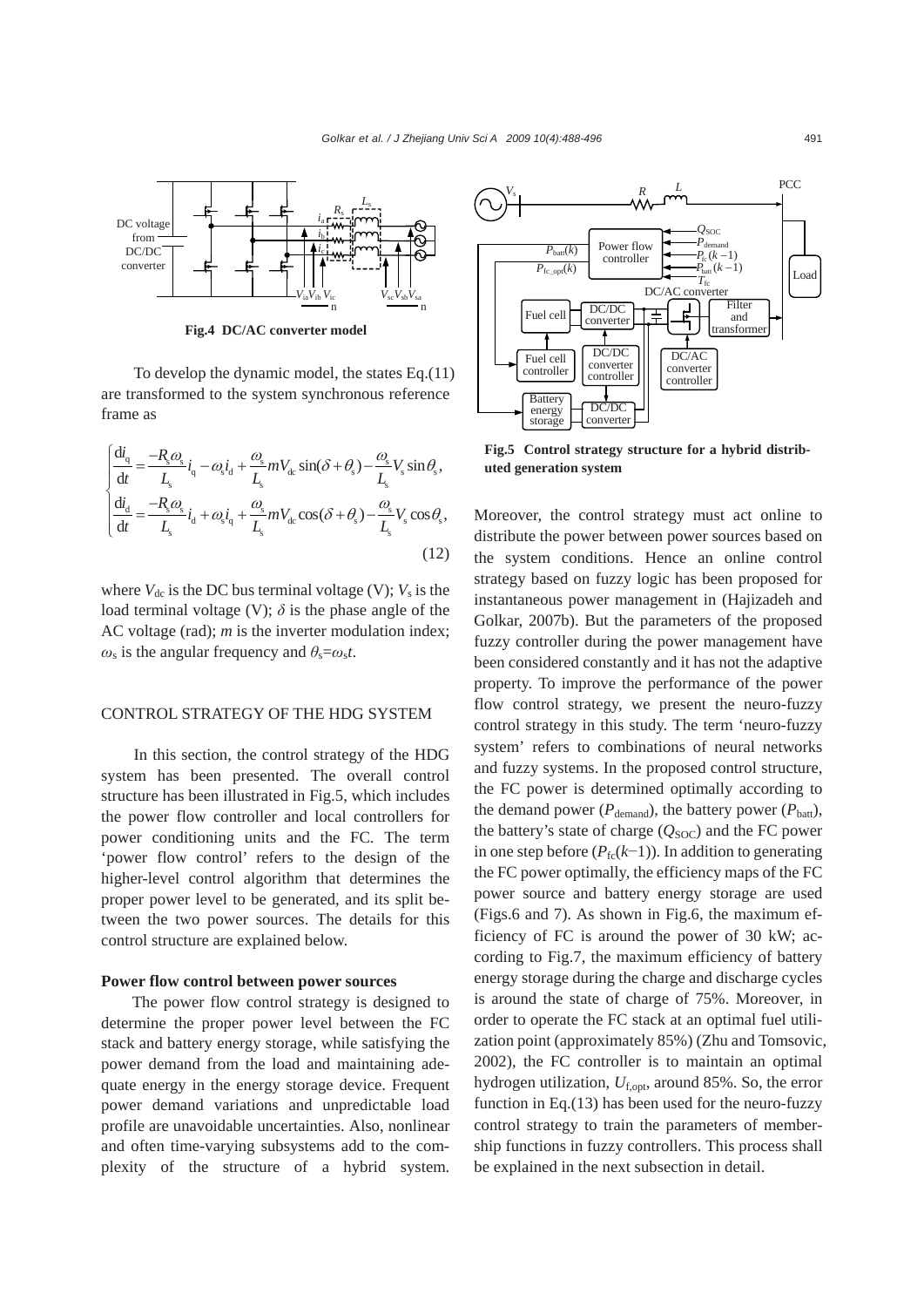DC voltage from DC/DC converter

$R_s$ $L_s$ $i_a$ $i_b$ $i_c$

$V_{ia}$ $V_{ib}$ $V_{ic}$ n $V_{sc}$ $V_{sb}$ $V_{sa}$ n

**Fig.4 DC/AC converter model**

To develop the dynamic model, the states Eq.(11) are transformed to the system synchronous reference frame as

$$
\begin{cases}
\dfrac{\mathrm{d}i_q}{\mathrm{d}t} = \dfrac{-R_s\omega_s}{L_s}i_q - \omega_s i_d + \dfrac{\omega_s}{L_s}mV_{dc}\sin(\delta+\theta_s) - \dfrac{\omega_s}{L_s}V_s\sin\theta_s, \\
\dfrac{\mathrm{d}i_d}{\mathrm{d}t} = \dfrac{-R_s\omega_s}{L_s}i_d + \omega_s i_q + \dfrac{\omega_s}{L_s}mV_{dc}\cos(\delta+\theta_s) - \dfrac{\omega_s}{L_s}V_s\cos\theta_s,
\end{cases}
\tag{12}
$$

where $V_{dc}$ is the DC bus terminal voltage (V); $V_s$ is the load terminal voltage (V); $\delta$ is the phase angle of the AC voltage (rad); $m$ is the inverter modulation index; $\omega_s$ is the angular frequency and $\theta_s=\omega_s t$.

## CONTROL STRATEGY OF THE HDG SYSTEM

In this section, the control strategy of the HDG system has been presented. The overall control structure has been illustrated in Fig.5, which includes the power flow controller and local controllers for power conditioning units and the FC. The term 'power flow control' refers to the design of the higher-level control algorithm that determines the proper power level to be generated, and its split between the two power sources. The details for this control structure are explained below.

### Power flow control between power sources

The power flow control strategy is designed to determine the proper power level between the FC stack and battery energy storage, while satisfying the power demand from the load and maintaining adequate energy in the energy storage device. Frequent power demand variations and unpredictable load profile are unavoidable uncertainties. Also, nonlinear and often time-varying subsystems add to the complexity of the structure of a hybrid system.

$V_s$ $R$ $L$ PCC

$Q_{SOC}$ $P_{demand}$ $P_{fc}(k-1)$ $P_{batt}(k-1)$ $T_{fc}$

$P_{batt}(k)$ $P_{fc\_opt}(k)$ Power flow controller

Load

DC/AC converter

Fuel cell — DC/DC converter — Filter and transformer

Fuel cell controller — DC/DC converter controller — DC/AC converter controller

Battery energy storage — DC/DC converter

**Fig.5 Control strategy structure for a hybrid distributed generation system**

Moreover, the control strategy must act online to distribute the power between power sources based on the system conditions. Hence an online control strategy based on fuzzy logic has been proposed for instantaneous power management in (Hajizadeh and Golkar, 2007b). But the parameters of the proposed fuzzy controller during the power management have been considered constantly and it has not the adaptive property. To improve the performance of the power flow control strategy, we present the neuro-fuzzy control strategy in this study. The term 'neuro-fuzzy system' refers to combinations of neural networks and fuzzy systems. In the proposed control structure, the FC power is determined optimally according to the demand power ($P_{demand}$), the battery power ($P_{batt}$), the battery's state of charge ($Q_{SOC}$) and the FC power in one step before ($P_{fc}(k-1)$). In addition to generating the FC power optimally, the efficiency maps of the FC power source and battery energy storage are used (Figs.6 and 7). As shown in Fig.6, the maximum efficiency of FC is around the power of 30 kW; according to Fig.7, the maximum efficiency of battery energy storage during the charge and discharge cycles is around the state of charge of 75%. Moreover, in order to operate the FC stack at an optimal fuel utilization point (approximately 85%) (Zhu and Tomsovic, 2002), the FC controller is to maintain an optimal hydrogen utilization, $U_{f,opt}$, around 85%. So, the error function in Eq.(13) has been used for the neuro-fuzzy control strategy to train the parameters of membership functions in fuzzy controllers. This process shall be explained in the next subsection in detail.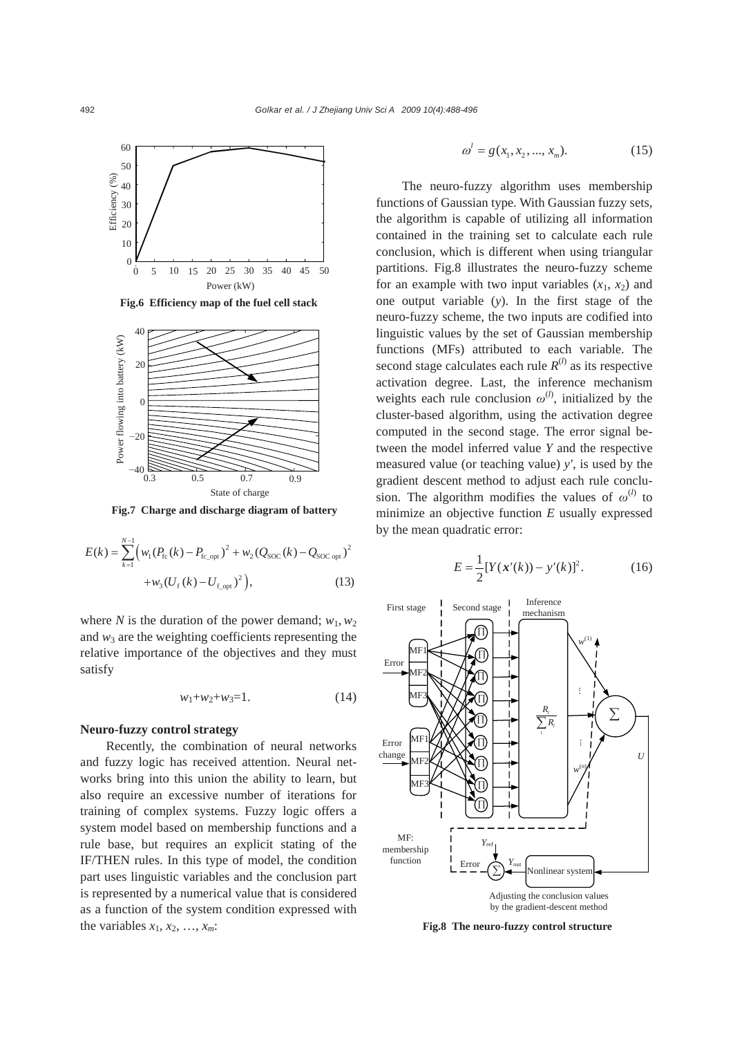Fig.6 Efficiency map of the fuel cell stack

Fig.7 Charge and discharge diagram of battery

$$E(k)=\sum_{k=1}^{N-1}\Big(w_1(P_{\text{fc}}(k)-P_{\text{fc\_opt}})^2+w_2(Q_{\text{SOC}}(k)-Q_{\text{SOC opt}})^2 +w_3(U_{\text{f}}(k)-U_{\text{f\_opt}})^2\Big), \tag{13}$$

where $N$ is the duration of the power demand; $w_1$, $w_2$ and $w_3$ are the weighting coefficients representing the relative importance of the objectives and they must satisfy

$$w_1+w_2+w_3=1. \tag{14}$$

**Neuro-fuzzy control strategy**

Recently, the combination of neural networks and fuzzy logic has received attention. Neural networks bring into this union the ability to learn, but also require an excessive number of iterations for training of complex systems. Fuzzy logic offers a system model based on membership functions and a rule base, but requires an explicit stating of the IF/THEN rules. In this type of model, the condition part uses linguistic variables and the conclusion part is represented by a numerical value that is considered as a function of the system condition expressed with the variables $x_1$, $x_2$, …, $x_m$:

$$\omega^l=g(x_1, x_2, ..., x_m). \tag{15}$$

The neuro-fuzzy algorithm uses membership functions of Gaussian type. With Gaussian fuzzy sets, the algorithm is capable of utilizing all information contained in the training set to calculate each rule conclusion, which is different when using triangular partitions. Fig.8 illustrates the neuro-fuzzy scheme for an example with two input variables ($x_1$, $x_2$) and one output variable ($y$). In the first stage of the neuro-fuzzy scheme, the two inputs are codified into linguistic values by the set of Gaussian membership functions (MFs) attributed to each variable. The second stage calculates each rule $R^{(l)}$ as its respective activation degree. Last, the inference mechanism weights each rule conclusion $\omega^{(l)}$, initialized by the cluster-based algorithm, using the activation degree computed in the second stage. The error signal between the model inferred value $Y$ and the respective measured value (or teaching value) $y'$, is used by the gradient descent method to adjust each rule conclusion. The algorithm modifies the values of $\omega^{(l)}$ to minimize an objective function $E$ usually expressed by the mean quadratic error:

$$E=\frac{1}{2}[Y(\boldsymbol{x}'(k))-y'(k)]^2. \tag{16}$$

Fig.8 The neuro-fuzzy control structure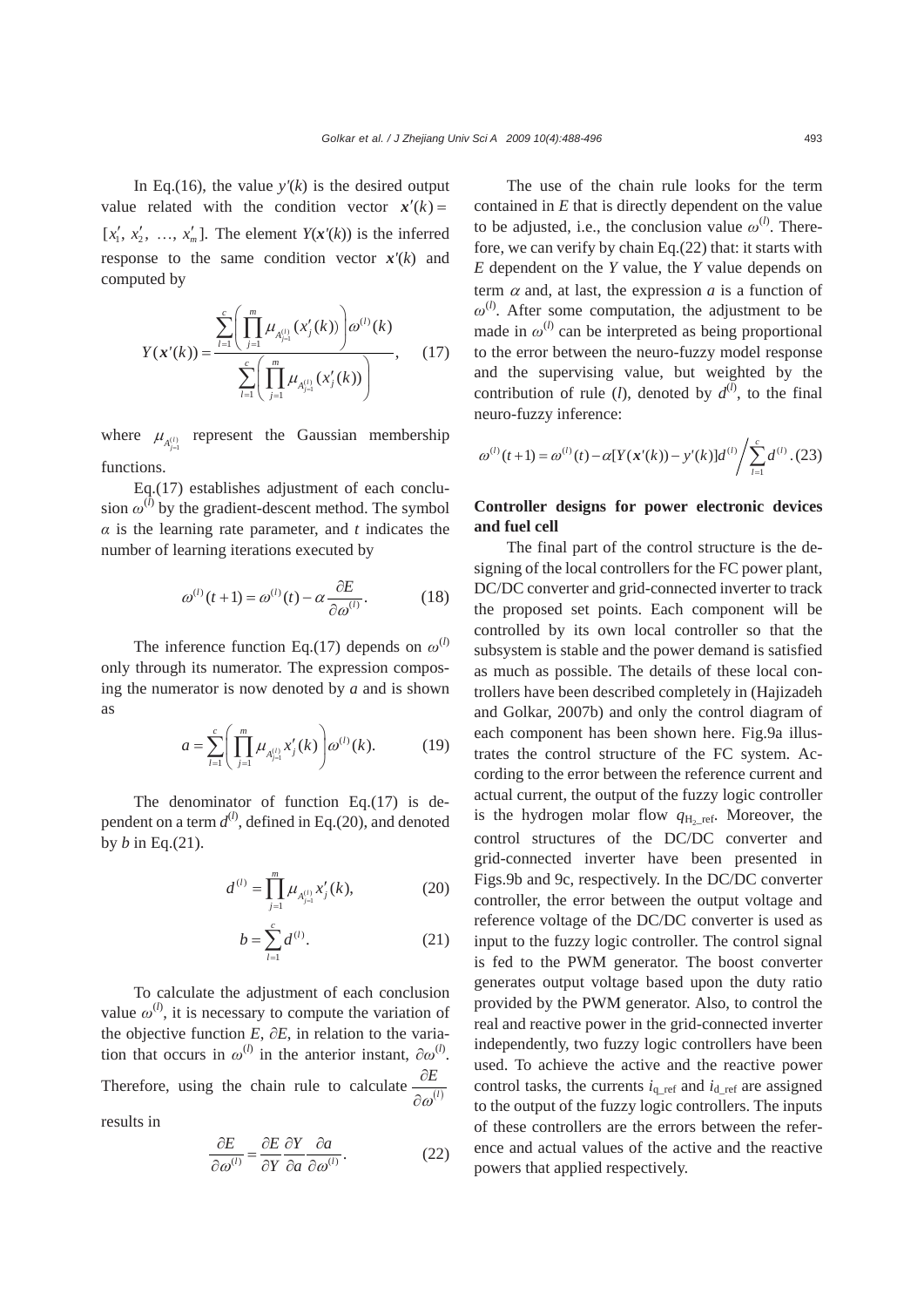In Eq.(16), the value $y'(k)$ is the desired output value related with the condition vector $\boldsymbol{x}'(k) = [x_1', x_2', \ldots, x_m']$. The element $Y(\boldsymbol{x}'(k))$ is the inferred response to the same condition vector $\boldsymbol{x}'(k)$ and computed by

$$Y(\boldsymbol{x}'(k)) = \frac{\sum_{l=1}^{c}\left(\prod_{j=1}^{m}\mu_{A_{j=1}^{(l)}}(x_j'(k))\right)\omega^{(l)}(k)}{\sum_{l=1}^{c}\left(\prod_{j=1}^{m}\mu_{A_{j=1}^{(l)}}(x_j'(k))\right)}, \quad (17)$$

where $\mu_{A_{j=1}^{(l)}}$ represent the Gaussian membership functions.

Eq.(17) establishes adjustment of each conclusion $\omega^{(l)}$ by the gradient-descent method. The symbol $\alpha$ is the learning rate parameter, and $t$ indicates the number of learning iterations executed by

$$\omega^{(l)}(t+1) = \omega^{(l)}(t) - \alpha\frac{\partial E}{\partial \omega^{(l)}}. \quad (18)$$

The inference function Eq.(17) depends on $\omega^{(l)}$ only through its numerator. The expression composing the numerator is now denoted by $a$ and is shown as

$$a = \sum_{l=1}^{c}\left(\prod_{j=1}^{m}\mu_{A_{j=1}^{(l)}}x_j'(k)\right)\omega^{(l)}(k). \quad (19)$$

The denominator of function Eq.(17) is dependent on a term $d^{(l)}$, defined in Eq.(20), and denoted by $b$ in Eq.(21).

$$d^{(l)} = \prod_{j=1}^{m}\mu_{A_{j=1}^{(l)}}x_j'(k), \quad (20)$$

$$b = \sum_{l=1}^{c}d^{(l)}. \quad (21)$$

To calculate the adjustment of each conclusion value $\omega^{(l)}$, it is necessary to compute the variation of the objective function $E$, $\partial E$, in relation to the variation that occurs in $\omega^{(l)}$ in the anterior instant, $\partial\omega^{(l)}$. Therefore, using the chain rule to calculate $\frac{\partial E}{\partial \omega^{(l)}}$ results in

$$\frac{\partial E}{\partial \omega^{(l)}} = \frac{\partial E}{\partial Y}\frac{\partial Y}{\partial a}\frac{\partial a}{\partial \omega^{(l)}}. \quad (22)$$

The use of the chain rule looks for the term contained in $E$ that is directly dependent on the value to be adjusted, i.e., the conclusion value $\omega^{(l)}$. Therefore, we can verify by chain Eq.(22) that: it starts with $E$ dependent on the $Y$ value, the $Y$ value depends on term $\alpha$ and, at last, the expression $a$ is a function of $\omega^{(l)}$. After some computation, the adjustment to be made in $\omega^{(l)}$ can be interpreted as being proportional to the error between the neuro-fuzzy model response and the supervising value, but weighted by the contribution of rule ($l$), denoted by $d^{(l)}$, to the final neuro-fuzzy inference:

$$\omega^{(l)}(t+1) = \omega^{(l)}(t) - \alpha[Y(\boldsymbol{x}'(k)) - y'(k)]d^{(l)} \Big/ \sum_{l=1}^{c}d^{(l)}. \quad (23)$$

## Controller designs for power electronic devices and fuel cell

The final part of the control structure is the designing of the local controllers for the FC power plant, DC/DC converter and grid-connected inverter to track the proposed set points. Each component will be controlled by its own local controller so that the subsystem is stable and the power demand is satisfied as much as possible. The details of these local controllers have been described completely in (Hajizadeh and Golkar, 2007b) and only the control diagram of each component has been shown here. Fig.9a illustrates the control structure of the FC system. According to the error between the reference current and actual current, the output of the fuzzy logic controller is the hydrogen molar flow $q_{H_2\_ref}$. Moreover, the control structures of the DC/DC converter and grid-connected inverter have been presented in Figs.9b and 9c, respectively. In the DC/DC converter controller, the error between the output voltage and reference voltage of the DC/DC converter is used as input to the fuzzy logic controller. The control signal is fed to the PWM generator. The boost converter generates output voltage based upon the duty ratio provided by the PWM generator. Also, to control the real and reactive power in the grid-connected inverter independently, two fuzzy logic controllers have been used. To achieve the active and the reactive power control tasks, the currents $i_{q\_ref}$ and $i_{d\_ref}$ are assigned to the output of the fuzzy logic controllers. The inputs of these controllers are the errors between the reference and actual values of the active and the reactive powers that applied respectively.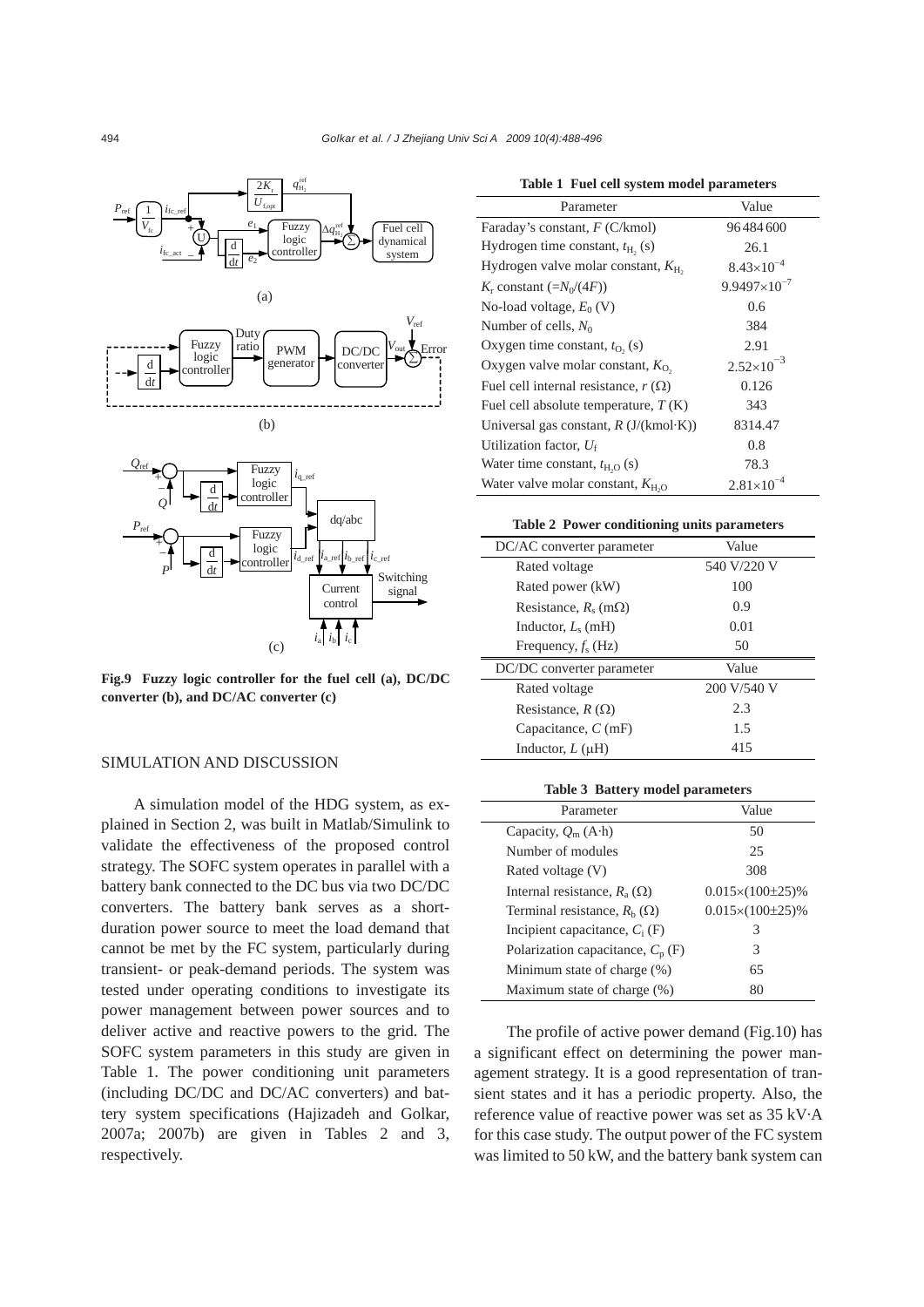Fig.9 **Fuzzy logic controller for the fuel cell (a), DC/DC converter (b), and DC/AC converter (c)**

## SIMULATION AND DISCUSSION

A simulation model of the HDG system, as explained in Section 2, was built in Matlab/Simulink to validate the effectiveness of the proposed control strategy. The SOFC system operates in parallel with a battery bank connected to the DC bus via two DC/DC converters. The battery bank serves as a short-duration power source to meet the load demand that cannot be met by the FC system, particularly during transient- or peak-demand periods. The system was tested under operating conditions to investigate its power management between power sources and to deliver active and reactive powers to the grid. The SOFC system parameters in this study are given in Table 1. The power conditioning unit parameters (including DC/DC and DC/AC converters) and battery system specifications (Hajizadeh and Golkar, 2007a; 2007b) are given in Tables 2 and 3, respectively.

**Table 1 Fuel cell system model parameters**

| Parameter | Value |
|---|---|
| Faraday's constant, $F$ (C/kmol) | 96484600 |
| Hydrogen time constant, $t_{H_2}$ (s) | 26.1 |
| Hydrogen valve molar constant, $K_{H_2}$ | $8.43\times10^{-4}$ |
| $K_r$ constant ($=N_0/(4F)$) | $9.9497\times10^{-7}$ |
| No-load voltage, $E_0$ (V) | 0.6 |
| Number of cells, $N_0$ | 384 |
| Oxygen time constant, $t_{O_2}$ (s) | 2.91 |
| Oxygen valve molar constant, $K_{O_2}$ | $2.52\times10^{-3}$ |
| Fuel cell internal resistance, $r$ (Ω) | 0.126 |
| Fuel cell absolute temperature, $T$ (K) | 343 |
| Universal gas constant, $R$ (J/(kmol·K)) | 8314.47 |
| Utilization factor, $U_f$ | 0.8 |
| Water time constant, $t_{H_2O}$ (s) | 78.3 |
| Water valve molar constant, $K_{H_2O}$ | $2.81\times10^{-4}$ |

**Table 2 Power conditioning units parameters**

| DC/AC converter parameter | Value |
|---|---|
| Rated voltage | 540 V/220 V |
| Rated power (kW) | 100 |
| Resistance, $R_s$ (mΩ) | 0.9 |
| Inductor, $L_s$ (mH) | 0.01 |
| Frequency, $f_s$ (Hz) | 50 |
| **DC/DC converter parameter** | **Value** |
| Rated voltage | 200 V/540 V |
| Resistance, $R$ (Ω) | 2.3 |
| Capacitance, $C$ (mF) | 1.5 |
| Inductor, $L$ (μH) | 415 |

**Table 3 Battery model parameters**

| Parameter | Value |
|---|---|
| Capacity, $Q_m$ (A·h) | 50 |
| Number of modules | 25 |
| Rated voltage (V) | 308 |
| Internal resistance, $R_a$ (Ω) | $0.015\times(100\pm25)\%$ |
| Terminal resistance, $R_b$ (Ω) | $0.015\times(100\pm25)\%$ |
| Incipient capacitance, $C_i$ (F) | 3 |
| Polarization capacitance, $C_p$ (F) | 3 |
| Minimum state of charge (%) | 65 |
| Maximum state of charge (%) | 80 |

The profile of active power demand (Fig.10) has a significant effect on determining the power management strategy. It is a good representation of transient states and it has a periodic property. Also, the reference value of reactive power was set as 35 kV·A for this case study. The output power of the FC system was limited to 50 kW, and the battery bank system can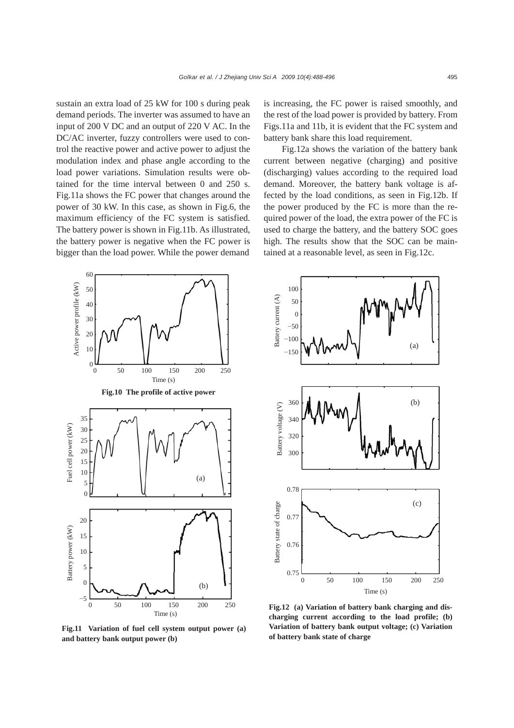sustain an extra load of 25 kW for 100 s during peak demand periods. The inverter was assumed to have an input of 200 V DC and an output of 220 V AC. In the DC/AC inverter, fuzzy controllers were used to control the reactive power and active power to adjust the modulation index and phase angle according to the load power variations. Simulation results were obtained for the time interval between 0 and 250 s. Fig.11a shows the FC power that changes around the power of 30 kW. In this case, as shown in Fig.6, the maximum efficiency of the FC system is satisfied. The battery power is shown in Fig.11b. As illustrated, the battery power is negative when the FC power is bigger than the load power. While the power demand is increasing, the FC power is raised smoothly, and the rest of the load power is provided by battery. From Figs.11a and 11b, it is evident that the FC system and battery bank share this load requirement.

Fig.12a shows the variation of the battery bank current between negative (charging) and positive (discharging) values according to the required load demand. Moreover, the battery bank voltage is affected by the load conditions, as seen in Fig.12b. If the power produced by the FC is more than the required power of the load, the extra power of the FC is used to charge the battery, and the battery SOC goes high. The results show that the SOC can be maintained at a reasonable level, as seen in Fig.12c.

**Fig.10 The profile of active power**

**Fig.11 Variation of fuel cell system output power (a) and battery bank output power (b)**

**Fig.12 (a) Variation of battery bank charging and discharging current according to the load profile; (b) Variation of battery bank output voltage; (c) Variation of battery bank state of charge**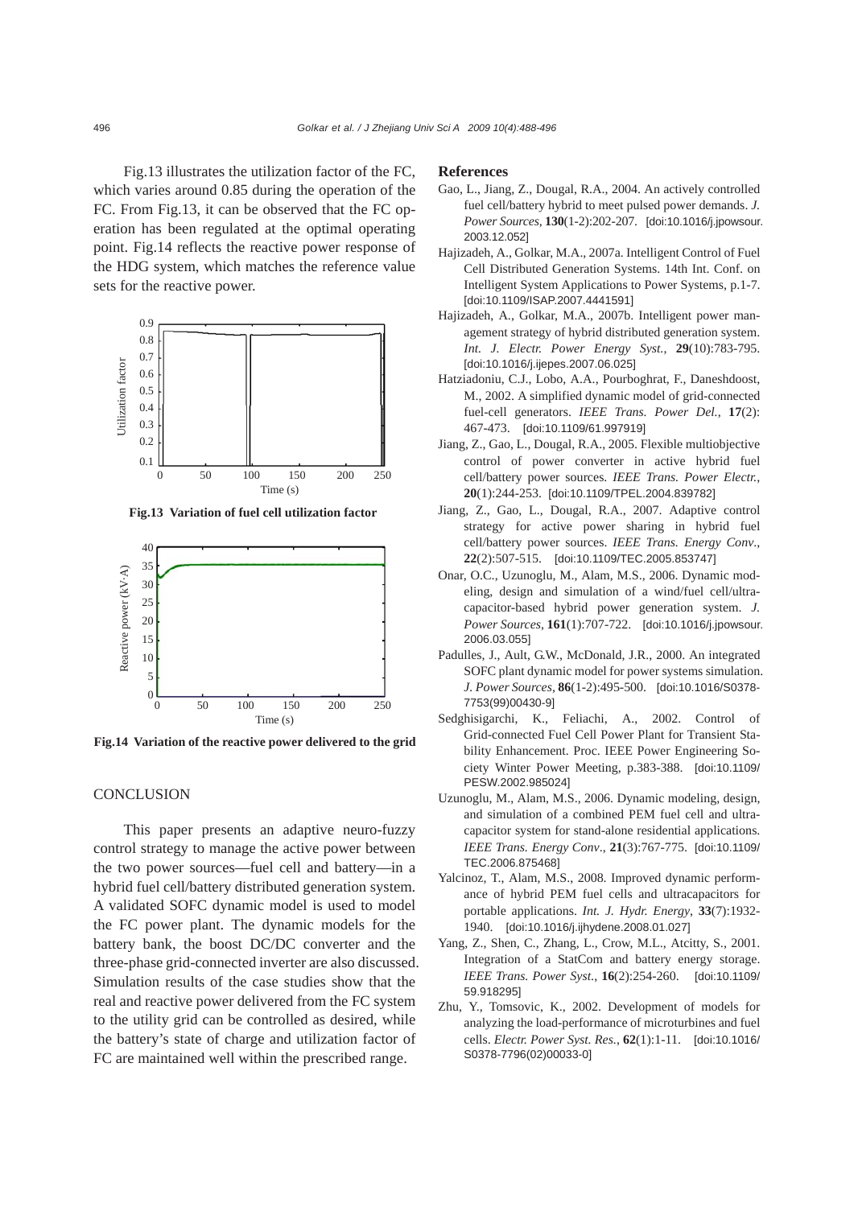Fig.13 illustrates the utilization factor of the FC, which varies around 0.85 during the operation of the FC. From Fig.13, it can be observed that the FC operation has been regulated at the optimal operating point. Fig.14 reflects the reactive power response of the HDG system, which matches the reference value sets for the reactive power.

Utilization factor
0.9
0.8
0.7
0.6
0.5
0.4
0.3
0.2
0.1
0 50 100 150 200 250
Time (s)

**Fig.13 Variation of fuel cell utilization factor**

Reactive power (kV·A)
40
35
30
25
20
15
10
5
0
0 50 100 150 200 250
Time (s)

**Fig.14 Variation of the reactive power delivered to the grid**

## CONCLUSION

This paper presents an adaptive neuro-fuzzy control strategy to manage the active power between the two power sources—fuel cell and battery—in a hybrid fuel cell/battery distributed generation system. A validated SOFC dynamic model is used to model the FC power plant. The dynamic models for the battery bank, the boost DC/DC converter and the three-phase grid-connected inverter are also discussed. Simulation results of the case studies show that the real and reactive power delivered from the FC system to the utility grid can be controlled as desired, while the battery's state of charge and utilization factor of FC are maintained well within the prescribed range.

## References

Gao, L., Jiang, Z., Dougal, R.A., 2004. An actively controlled fuel cell/battery hybrid to meet pulsed power demands. *J. Power Sources*, **130**(1-2):202-207. [doi:10.1016/j.jpowsour.2003.12.052]

Hajizadeh, A., Golkar, M.A., 2007a. Intelligent Control of Fuel Cell Distributed Generation Systems. 14th Int. Conf. on Intelligent System Applications to Power Systems, p.1-7. [doi:10.1109/ISAP.2007.4441591]

Hajizadeh, A., Golkar, M.A., 2007b. Intelligent power management strategy of hybrid distributed generation system. *Int. J. Electr. Power Energy Syst.*, **29**(10):783-795. [doi:10.1016/j.ijepes.2007.06.025]

Hatziadoniu, C.J., Lobo, A.A., Pourboghrat, F., Daneshdoost, M., 2002. A simplified dynamic model of grid-connected fuel-cell generators. *IEEE Trans. Power Del.*, **17**(2):467-473. [doi:10.1109/61.997919]

Jiang, Z., Gao, L., Dougal, R.A., 2005. Flexible multiobjective control of power converter in active hybrid fuel cell/battery power sources. *IEEE Trans. Power Electr.*, **20**(1):244-253. [doi:10.1109/TPEL.2004.839782]

Jiang, Z., Gao, L., Dougal, R.A., 2007. Adaptive control strategy for active power sharing in hybrid fuel cell/battery power sources. *IEEE Trans. Energy Conv.*, **22**(2):507-515. [doi:10.1109/TEC.2005.853747]

Onar, O.C., Uzunoglu, M., Alam, M.S., 2006. Dynamic modeling, design and simulation of a wind/fuel cell/ultra-capacitor-based hybrid power generation system. *J. Power Sources*, **161**(1):707-722. [doi:10.1016/j.jpowsour.2006.03.055]

Padulles, J., Ault, G.W., McDonald, J.R., 2000. An integrated SOFC plant dynamic model for power systems simulation. *J. Power Sources*, **86**(1-2):495-500. [doi:10.1016/S0378-7753(99)00430-9]

Sedghisigarchi, K., Feliachi, A., 2002. Control of Grid-connected Fuel Cell Power Plant for Transient Stability Enhancement. Proc. IEEE Power Engineering Society Winter Power Meeting, p.383-388. [doi:10.1109/PESW.2002.985024]

Uzunoglu, M., Alam, M.S., 2006. Dynamic modeling, design, and simulation of a combined PEM fuel cell and ultracapacitor system for stand-alone residential applications. *IEEE Trans. Energy Conv*., **21**(3):767-775. [doi:10.1109/TEC.2006.875468]

Yalcinoz, T., Alam, M.S., 2008. Improved dynamic performance of hybrid PEM fuel cells and ultracapacitors for portable applications. *Int. J. Hydr. Energy*, **33**(7):1932-1940. [doi:10.1016/j.ijhydene.2008.01.027]

Yang, Z., Shen, C., Zhang, L., Crow, M.L., Atcitty, S., 2001. Integration of a StatCom and battery energy storage. *IEEE Trans. Power Syst.*, **16**(2):254-260. [doi:10.1109/59.918295]

Zhu, Y., Tomsovic, K., 2002. Development of models for analyzing the load-performance of microturbines and fuel cells. *Electr. Power Syst. Res.*, **62**(1):1-11. [doi:10.1016/S0378-7796(02)00033-0]